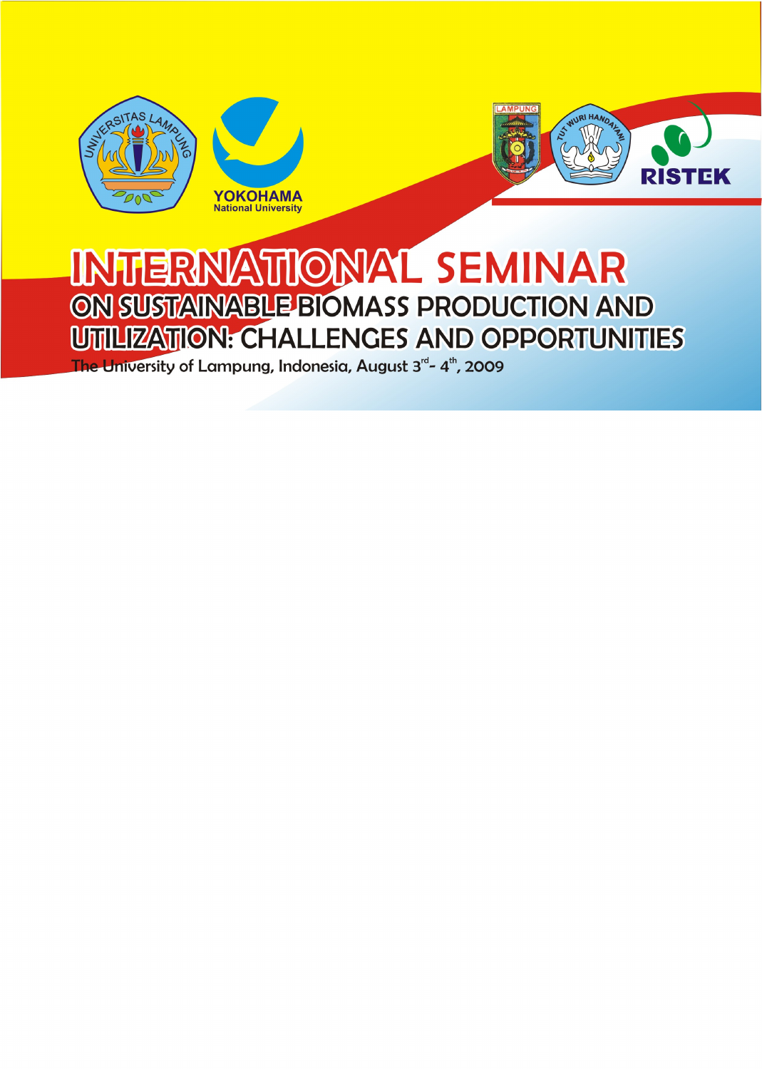YOKOHAMA National University

LAMPUNG

RISTEK

# INTERNATIONAL SEMINAR

## ON SUSTAINABLE BIOMASS PRODUCTION AND UTILIZATION: CHALLENGES AND OPPORTUNITIES

The University of Lampung, Indonesia, August 3rd- 4th, 2009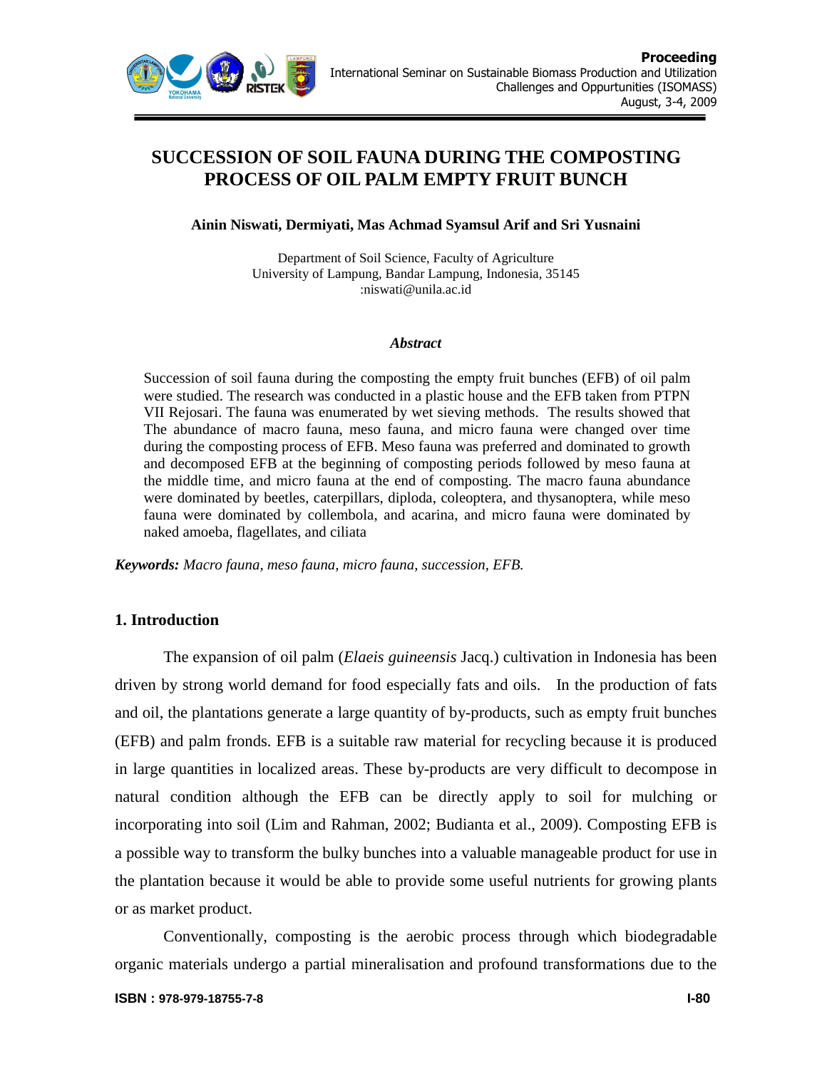# SUCCESSION OF SOIL FAUNA DURING THE COMPOSTING PROCESS OF OIL PALM EMPTY FRUIT BUNCH

**Ainin Niswati, Dermiyati, Mas Achmad Syamsul Arif and Sri Yusnaini**

Department of Soil Science, Faculty of Agriculture
University of Lampung, Bandar Lampung, Indonesia, 35145
:niswati@unila.ac.id

### *Abstract*

Succession of soil fauna during the composting the empty fruit bunches (EFB) of oil palm were studied. The research was conducted in a plastic house and the EFB taken from PTPN VII Rejosari. The fauna was enumerated by wet sieving methods. The results showed that The abundance of macro fauna, meso fauna, and micro fauna were changed over time during the composting process of EFB. Meso fauna was preferred and dominated to growth and decomposed EFB at the beginning of composting periods followed by meso fauna at the middle time, and micro fauna at the end of composting. The macro fauna abundance were dominated by beetles, caterpillars, diploda, coleoptera, and thysanoptera, while meso fauna were dominated by collembola, and acarina, and micro fauna were dominated by naked amoeba, flagellates, and ciliata

***Keywords:*** *Macro fauna, meso fauna, micro fauna, succession, EFB.*

## 1. Introduction

The expansion of oil palm (*Elaeis guineensis* Jacq.) cultivation in Indonesia has been driven by strong world demand for food especially fats and oils. In the production of fats and oil, the plantations generate a large quantity of by-products, such as empty fruit bunches (EFB) and palm fronds. EFB is a suitable raw material for recycling because it is produced in large quantities in localized areas. These by-products are very difficult to decompose in natural condition although the EFB can be directly apply to soil for mulching or incorporating into soil (Lim and Rahman, 2002; Budianta et al., 2009). Composting EFB is a possible way to transform the bulky bunches into a valuable manageable product for use in the plantation because it would be able to provide some useful nutrients for growing plants or as market product.

Conventionally, composting is the aerobic process through which biodegradable organic materials undergo a partial mineralisation and profound transformations due to the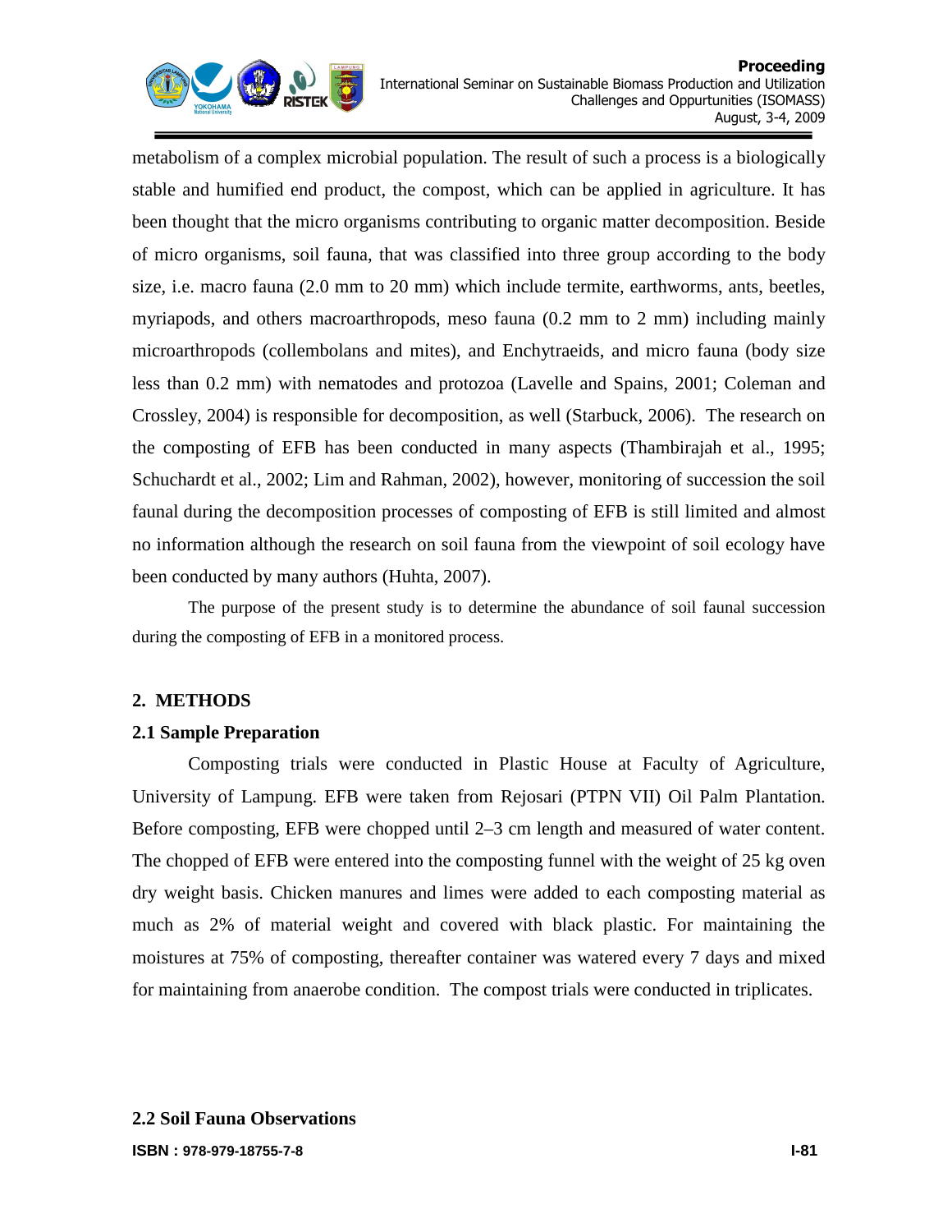metabolism of a complex microbial population. The result of such a process is a biologically stable and humified end product, the compost, which can be applied in agriculture. It has been thought that the micro organisms contributing to organic matter decomposition. Beside of micro organisms, soil fauna, that was classified into three group according to the body size, i.e. macro fauna (2.0 mm to 20 mm) which include termite, earthworms, ants, beetles, myriapods, and others macroarthropods, meso fauna (0.2 mm to 2 mm) including mainly microarthropods (collembolans and mites), and Enchytraeids, and micro fauna (body size less than 0.2 mm) with nematodes and protozoa (Lavelle and Spains, 2001; Coleman and Crossley, 2004) is responsible for decomposition, as well (Starbuck, 2006). The research on the composting of EFB has been conducted in many aspects (Thambirajah et al., 1995; Schuchardt et al., 2002; Lim and Rahman, 2002), however, monitoring of succession the soil faunal during the decomposition processes of composting of EFB is still limited and almost no information although the research on soil fauna from the viewpoint of soil ecology have been conducted by many authors (Huhta, 2007).

The purpose of the present study is to determine the abundance of soil faunal succession during the composting of EFB in a monitored process.

## 2. METHODS

### 2.1 Sample Preparation

Composting trials were conducted in Plastic House at Faculty of Agriculture, University of Lampung. EFB were taken from Rejosari (PTPN VII) Oil Palm Plantation. Before composting, EFB were chopped until 2–3 cm length and measured of water content. The chopped of EFB were entered into the composting funnel with the weight of 25 kg oven dry weight basis. Chicken manures and limes were added to each composting material as much as 2% of material weight and covered with black plastic. For maintaining the moistures at 75% of composting, thereafter container was watered every 7 days and mixed for maintaining from anaerobe condition. The compost trials were conducted in triplicates.

### 2.2 Soil Fauna Observations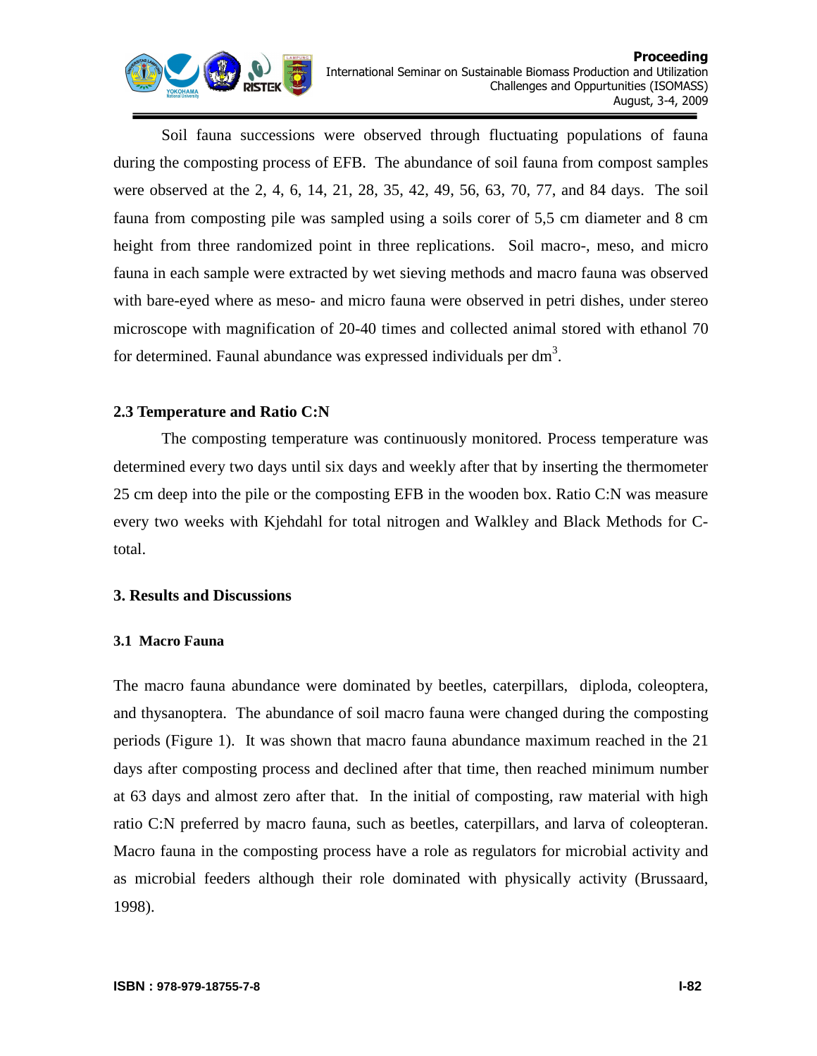Soil fauna successions were observed through fluctuating populations of fauna during the composting process of EFB. The abundance of soil fauna from compost samples were observed at the 2, 4, 6, 14, 21, 28, 35, 42, 49, 56, 63, 70, 77, and 84 days. The soil fauna from composting pile was sampled using a soils corer of 5,5 cm diameter and 8 cm height from three randomized point in three replications. Soil macro-, meso, and micro fauna in each sample were extracted by wet sieving methods and macro fauna was observed with bare-eyed where as meso- and micro fauna were observed in petri dishes, under stereo microscope with magnification of 20-40 times and collected animal stored with ethanol 70 for determined. Faunal abundance was expressed individuals per $dm^3$.

### 2.3 Temperature and Ratio C:N

The composting temperature was continuously monitored. Process temperature was determined every two days until six days and weekly after that by inserting the thermometer 25 cm deep into the pile or the composting EFB in the wooden box. Ratio C:N was measure every two weeks with Kjehdahl for total nitrogen and Walkley and Black Methods for C-total.

## 3. Results and Discussions

### 3.1 Macro Fauna

The macro fauna abundance were dominated by beetles, caterpillars, diploda, coleoptera, and thysanoptera. The abundance of soil macro fauna were changed during the composting periods (Figure 1). It was shown that macro fauna abundance maximum reached in the 21 days after composting process and declined after that time, then reached minimum number at 63 days and almost zero after that. In the initial of composting, raw material with high ratio C:N preferred by macro fauna, such as beetles, caterpillars, and larva of coleopteran. Macro fauna in the composting process have a role as regulators for microbial activity and as microbial feeders although their role dominated with physically activity (Brussaard, 1998).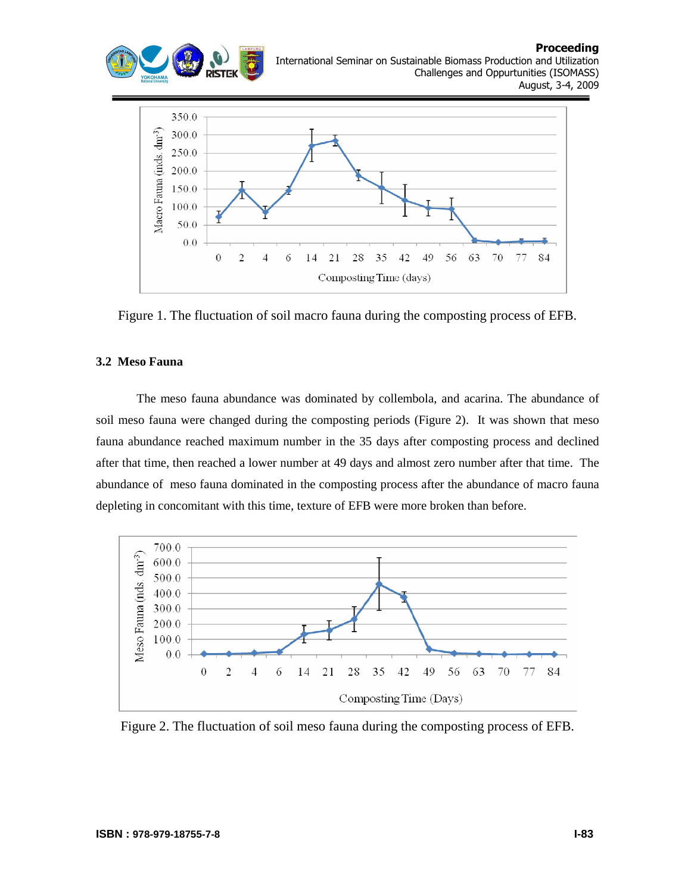Figure 1. The fluctuation of soil macro fauna during the composting process of EFB.

### 3.2 Meso Fauna

The meso fauna abundance was dominated by collembola, and acarina. The abundance of soil meso fauna were changed during the composting periods (Figure 2). It was shown that meso fauna abundance reached maximum number in the 35 days after composting process and declined after that time, then reached a lower number at 49 days and almost zero number after that time. The abundance of meso fauna dominated in the composting process after the abundance of macro fauna depleting in concomitant with this time, texture of EFB were more broken than before.

Figure 2. The fluctuation of soil meso fauna during the composting process of EFB.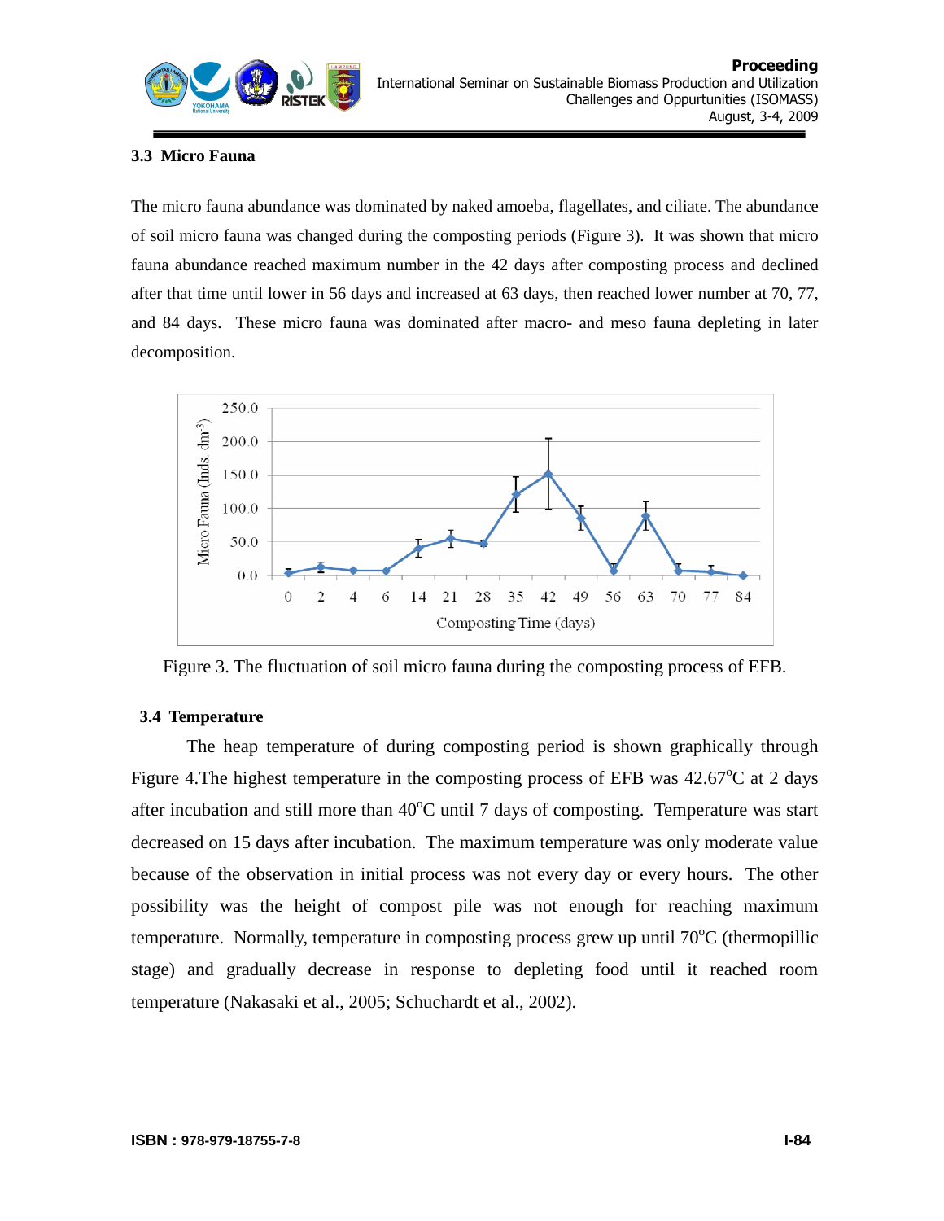### 3.3 Micro Fauna

The micro fauna abundance was dominated by naked amoeba, flagellates, and ciliate. The abundance of soil micro fauna was changed during the composting periods (Figure 3). It was shown that micro fauna abundance reached maximum number in the 42 days after composting process and declined after that time until lower in 56 days and increased at 63 days, then reached lower number at 70, 77, and 84 days. These micro fauna was dominated after macro- and meso fauna depleting in later decomposition.

Figure 3. The fluctuation of soil micro fauna during the composting process of EFB.

### 3.4 Temperature

The heap temperature of during composting period is shown graphically through Figure 4.The highest temperature in the composting process of EFB was 42.67$^{o}$C at 2 days after incubation and still more than 40$^{o}$C until 7 days of composting. Temperature was start decreased on 15 days after incubation. The maximum temperature was only moderate value because of the observation in initial process was not every day or every hours. The other possibility was the height of compost pile was not enough for reaching maximum temperature. Normally, temperature in composting process grew up until 70$^{o}$C (thermopillic stage) and gradually decrease in response to depleting food until it reached room temperature (Nakasaki et al., 2005; Schuchardt et al., 2002).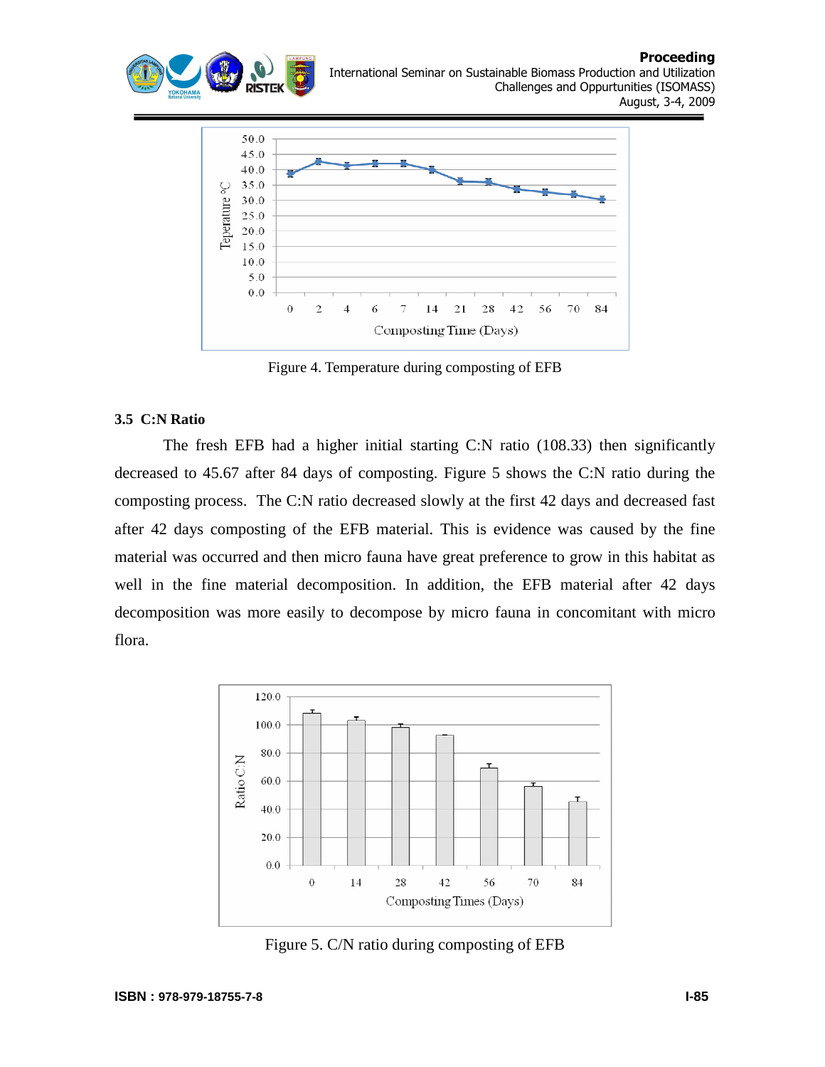Figure 4. Temperature during composting of EFB

### 3.5 C:N Ratio

The fresh EFB had a higher initial starting C:N ratio (108.33) then significantly decreased to 45.67 after 84 days of composting. Figure 5 shows the C:N ratio during the composting process. The C:N ratio decreased slowly at the first 42 days and decreased fast after 42 days composting of the EFB material. This is evidence was caused by the fine material was occurred and then micro fauna have great preference to grow in this habitat as well in the fine material decomposition. In addition, the EFB material after 42 days decomposition was more easily to decompose by micro fauna in concomitant with micro flora.

Figure 5. C/N ratio during composting of EFB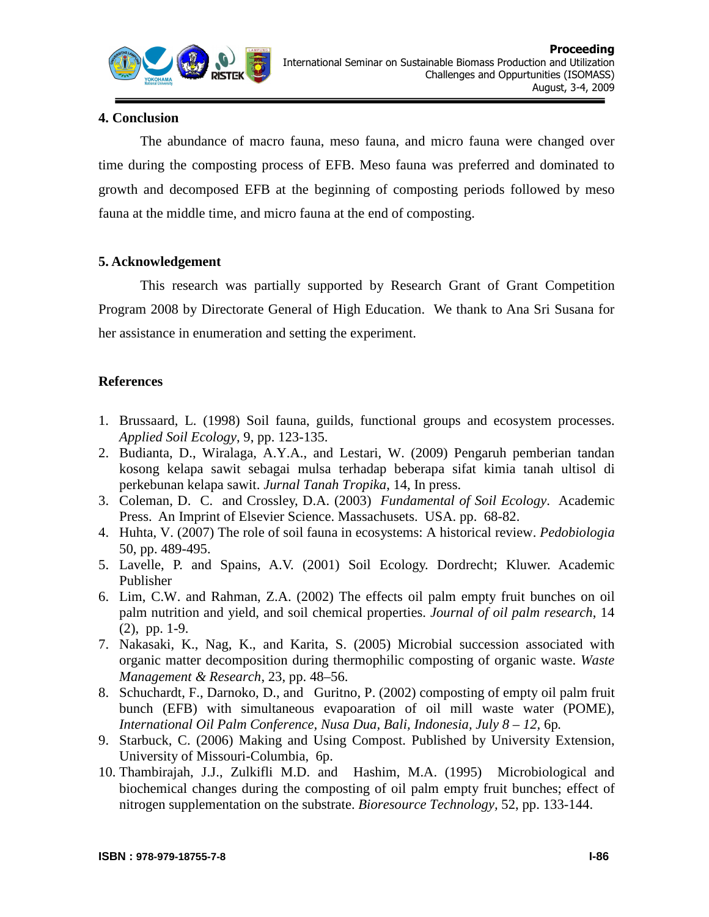## 4. Conclusion

The abundance of macro fauna, meso fauna, and micro fauna were changed over time during the composting process of EFB. Meso fauna was preferred and dominated to growth and decomposed EFB at the beginning of composting periods followed by meso fauna at the middle time, and micro fauna at the end of composting.

## 5. Acknowledgement

This research was partially supported by Research Grant of Grant Competition Program 2008 by Directorate General of High Education. We thank to Ana Sri Susana for her assistance in enumeration and setting the experiment.

## References

1. Brussaard, L. (1998) Soil fauna, guilds, functional groups and ecosystem processes. *Applied Soil Ecology*, 9, pp. 123-135.
2. Budianta, D., Wiralaga, A.Y.A., and Lestari, W. (2009) Pengaruh pemberian tandan kosong kelapa sawit sebagai mulsa terhadap beberapa sifat kimia tanah ultisol di perkebunan kelapa sawit. *Jurnal Tanah Tropika*, 14, In press.
3. Coleman, D. C. and Crossley, D.A. (2003) *Fundamental of Soil Ecology*. Academic Press. An Imprint of Elsevier Science. Massachusets. USA. pp. 68-82.
4. Huhta, V. (2007) The role of soil fauna in ecosystems: A historical review. *Pedobiologia* 50, pp. 489-495.
5. Lavelle, P. and Spains, A.V. (2001) Soil Ecology. Dordrecht; Kluwer. Academic Publisher
6. Lim, C.W. and Rahman, Z.A. (2002) The effects oil palm empty fruit bunches on oil palm nutrition and yield, and soil chemical properties. *Journal of oil palm research*, 14 (2), pp. 1-9.
7. Nakasaki, K., Nag, K., and Karita, S. (2005) Microbial succession associated with organic matter decomposition during thermophilic composting of organic waste. *Waste Management & Research*, 23, pp. 48–56.
8. Schuchardt, F., Darnoko, D., and Guritno, P. (2002) composting of empty oil palm fruit bunch (EFB) with simultaneous evapoaration of oil mill waste water (POME), *International Oil Palm Conference, Nusa Dua, Bali, Indonesia, July 8 – 12*, 6p.
9. Starbuck, C. (2006) Making and Using Compost. Published by University Extension, University of Missouri-Columbia, 6p.
10. Thambirajah, J.J., Zulkifli M.D. and Hashim, M.A. (1995) Microbiological and biochemical changes during the composting of oil palm empty fruit bunches; effect of nitrogen supplementation on the substrate. *Bioresource Technology*, 52, pp. 133-144.